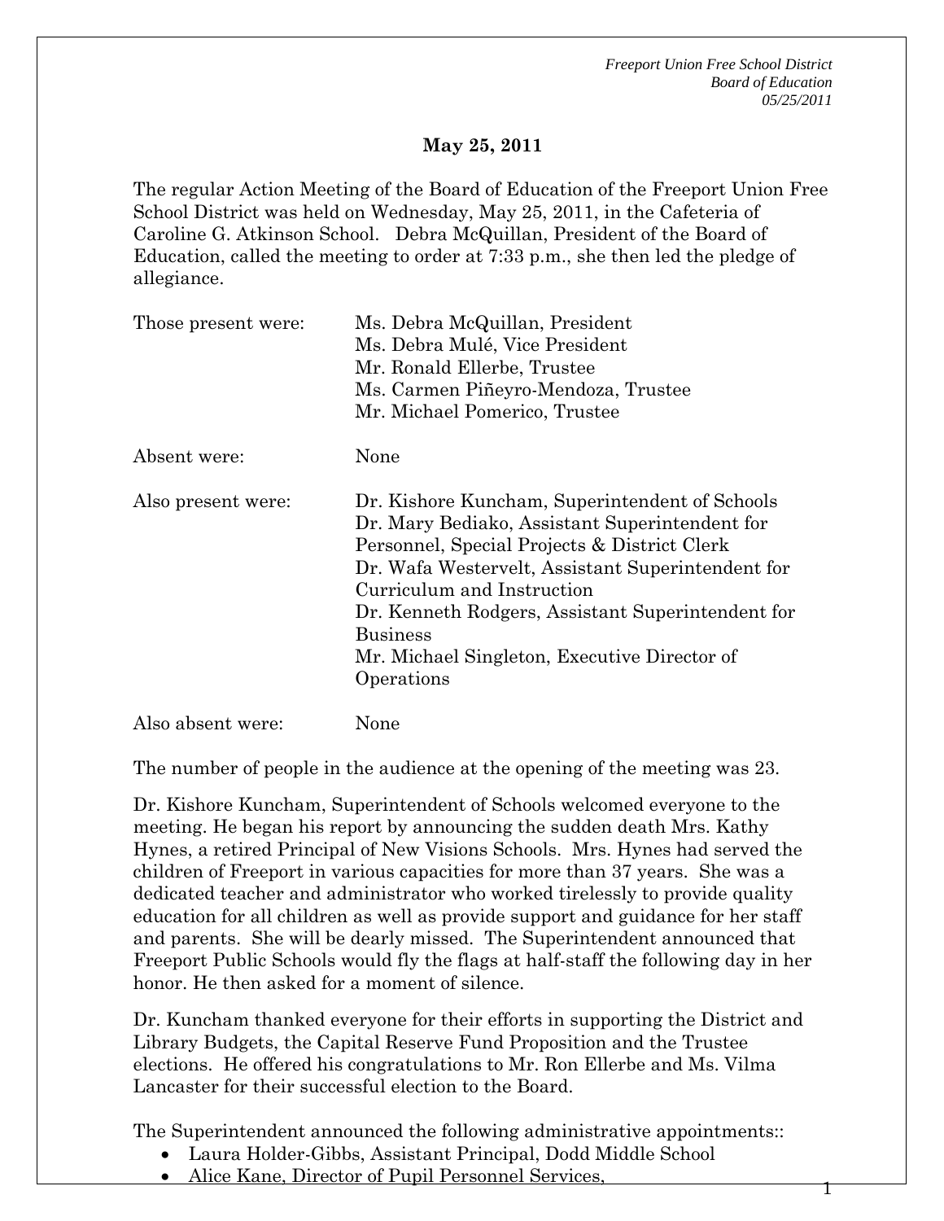**May 25, 2011**

The regular Action Meeting of the Board of Education of the Freeport Union Free School District was held on Wednesday, May 25, 2011, in the Cafeteria of Caroline G. Atkinson School. Debra McQuillan, President of the Board of Education, called the meeting to order at 7:33 p.m., she then led the pledge of allegiance.

| | |
|---|---|
| Those present were: | Ms. Debra McQuillan, President<br>Ms. Debra Mulé, Vice President<br>Mr. Ronald Ellerbe, Trustee<br>Ms. Carmen Piñeyro-Mendoza, Trustee<br>Mr. Michael Pomerico, Trustee |
| Absent were: | None |
| Also present were: | Dr. Kishore Kuncham, Superintendent of Schools<br>Dr. Mary Bediako, Assistant Superintendent for Personnel, Special Projects & District Clerk<br>Dr. Wafa Westervelt, Assistant Superintendent for Curriculum and Instruction<br>Dr. Kenneth Rodgers, Assistant Superintendent for Business<br>Mr. Michael Singleton, Executive Director of Operations |
| Also absent were: | None |

The number of people in the audience at the opening of the meeting was 23.

Dr. Kishore Kuncham, Superintendent of Schools welcomed everyone to the meeting. He began his report by announcing the sudden death Mrs. Kathy Hynes, a retired Principal of New Visions Schools. Mrs. Hynes had served the children of Freeport in various capacities for more than 37 years. She was a dedicated teacher and administrator who worked tirelessly to provide quality education for all children as well as provide support and guidance for her staff and parents. She will be dearly missed. The Superintendent announced that Freeport Public Schools would fly the flags at half-staff the following day in her honor. He then asked for a moment of silence.

Dr. Kuncham thanked everyone for their efforts in supporting the District and Library Budgets, the Capital Reserve Fund Proposition and the Trustee elections. He offered his congratulations to Mr. Ron Ellerbe and Ms. Vilma Lancaster for their successful election to the Board.

The Superintendent announced the following administrative appointments::

- Laura Holder-Gibbs, Assistant Principal, Dodd Middle School
- Alice Kane, Director of Pupil Personnel Services,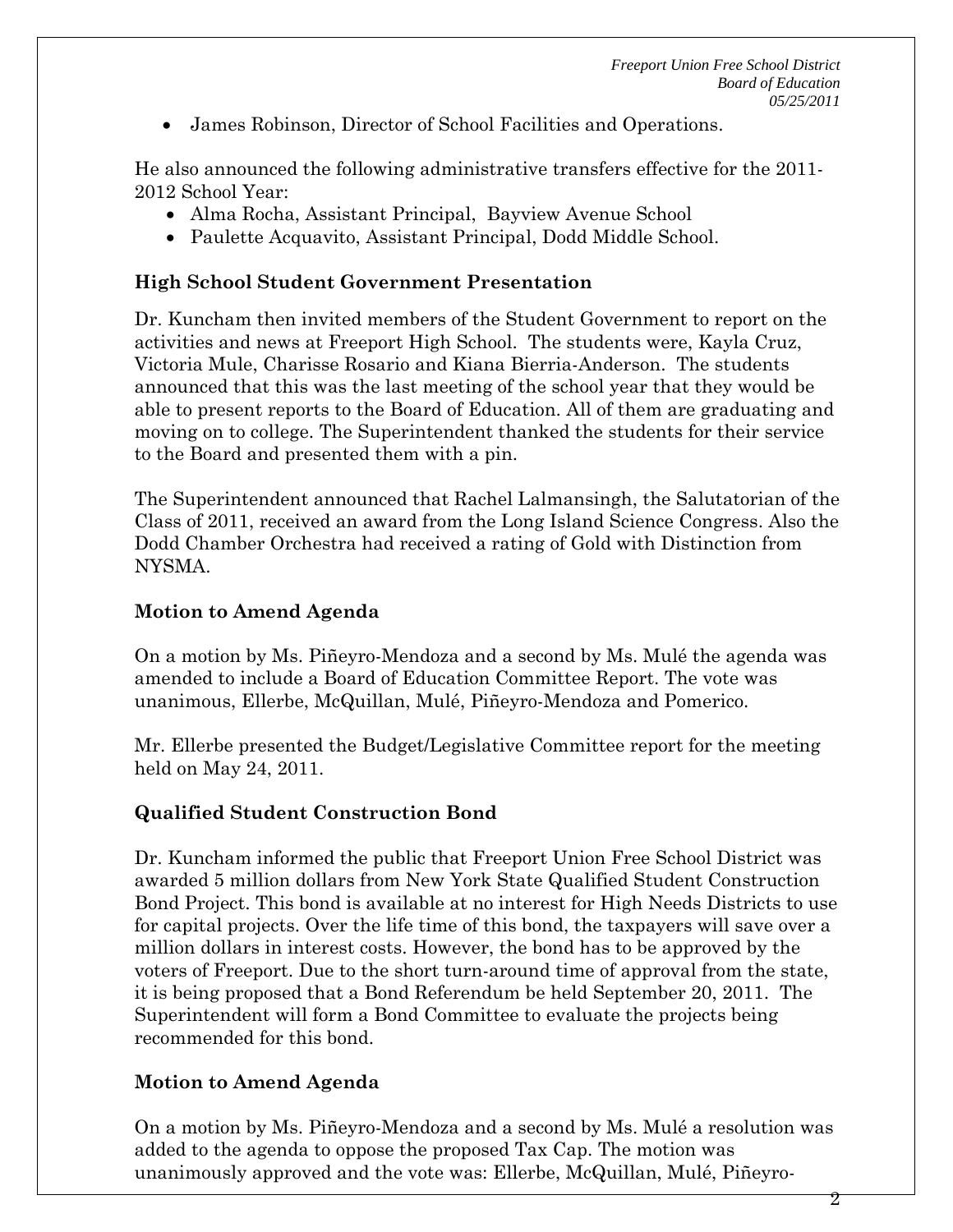- James Robinson, Director of School Facilities and Operations.

He also announced the following administrative transfers effective for the 2011-2012 School Year:

- Alma Rocha, Assistant Principal, Bayview Avenue School
- Paulette Acquavito, Assistant Principal, Dodd Middle School.

**High School Student Government Presentation**

Dr. Kuncham then invited members of the Student Government to report on the activities and news at Freeport High School. The students were, Kayla Cruz, Victoria Mule, Charisse Rosario and Kiana Bierria-Anderson. The students announced that this was the last meeting of the school year that they would be able to present reports to the Board of Education. All of them are graduating and moving on to college. The Superintendent thanked the students for their service to the Board and presented them with a pin.

The Superintendent announced that Rachel Lalmansingh, the Salutatorian of the Class of 2011, received an award from the Long Island Science Congress. Also the Dodd Chamber Orchestra had received a rating of Gold with Distinction from NYSMA.

**Motion to Amend Agenda**

On a motion by Ms. Piñeyro-Mendoza and a second by Ms. Mulé the agenda was amended to include a Board of Education Committee Report. The vote was unanimous, Ellerbe, McQuillan, Mulé, Piñeyro-Mendoza and Pomerico.

Mr. Ellerbe presented the Budget/Legislative Committee report for the meeting held on May 24, 2011.

**Qualified Student Construction Bond**

Dr. Kuncham informed the public that Freeport Union Free School District was awarded 5 million dollars from New York State Qualified Student Construction Bond Project. This bond is available at no interest for High Needs Districts to use for capital projects. Over the life time of this bond, the taxpayers will save over a million dollars in interest costs. However, the bond has to be approved by the voters of Freeport. Due to the short turn-around time of approval from the state, it is being proposed that a Bond Referendum be held September 20, 2011. The Superintendent will form a Bond Committee to evaluate the projects being recommended for this bond.

**Motion to Amend Agenda**

On a motion by Ms. Piñeyro-Mendoza and a second by Ms. Mulé a resolution was added to the agenda to oppose the proposed Tax Cap. The motion was unanimously approved and the vote was: Ellerbe, McQuillan, Mulé, Piñeyro-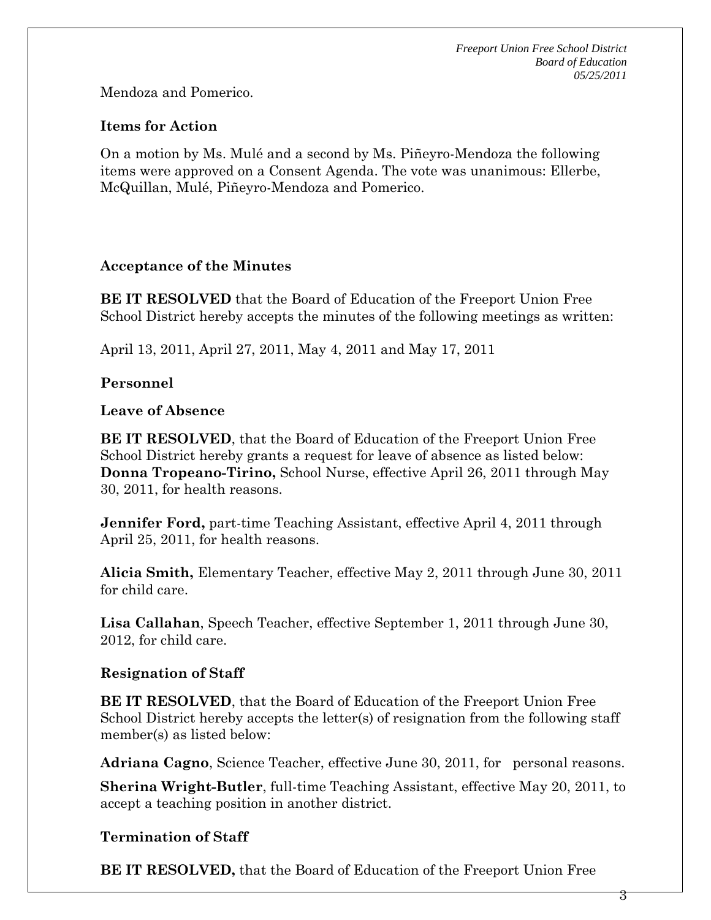Mendoza and Pomerico.

**Items for Action**

On a motion by Ms. Mulé and a second by Ms. Piñeyro-Mendoza the following items were approved on a Consent Agenda. The vote was unanimous: Ellerbe, McQuillan, Mulé, Piñeyro-Mendoza and Pomerico.

**Acceptance of the Minutes**

**BE IT RESOLVED** that the Board of Education of the Freeport Union Free School District hereby accepts the minutes of the following meetings as written:

April 13, 2011, April 27, 2011, May 4, 2011 and May 17, 2011

**Personnel**

**Leave of Absence**

**BE IT RESOLVED**, that the Board of Education of the Freeport Union Free School District hereby grants a request for leave of absence as listed below:
**Donna Tropeano-Tirino,** School Nurse, effective April 26, 2011 through May 30, 2011, for health reasons.

**Jennifer Ford,** part-time Teaching Assistant, effective April 4, 2011 through April 25, 2011, for health reasons.

**Alicia Smith,** Elementary Teacher, effective May 2, 2011 through June 30, 2011 for child care.

**Lisa Callahan**, Speech Teacher, effective September 1, 2011 through June 30, 2012, for child care.

**Resignation of Staff**

**BE IT RESOLVED**, that the Board of Education of the Freeport Union Free School District hereby accepts the letter(s) of resignation from the following staff member(s) as listed below:

**Adriana Cagno**, Science Teacher, effective June 30, 2011, for personal reasons.

**Sherina Wright-Butler**, full-time Teaching Assistant, effective May 20, 2011, to accept a teaching position in another district.

**Termination of Staff**

**BE IT RESOLVED,** that the Board of Education of the Freeport Union Free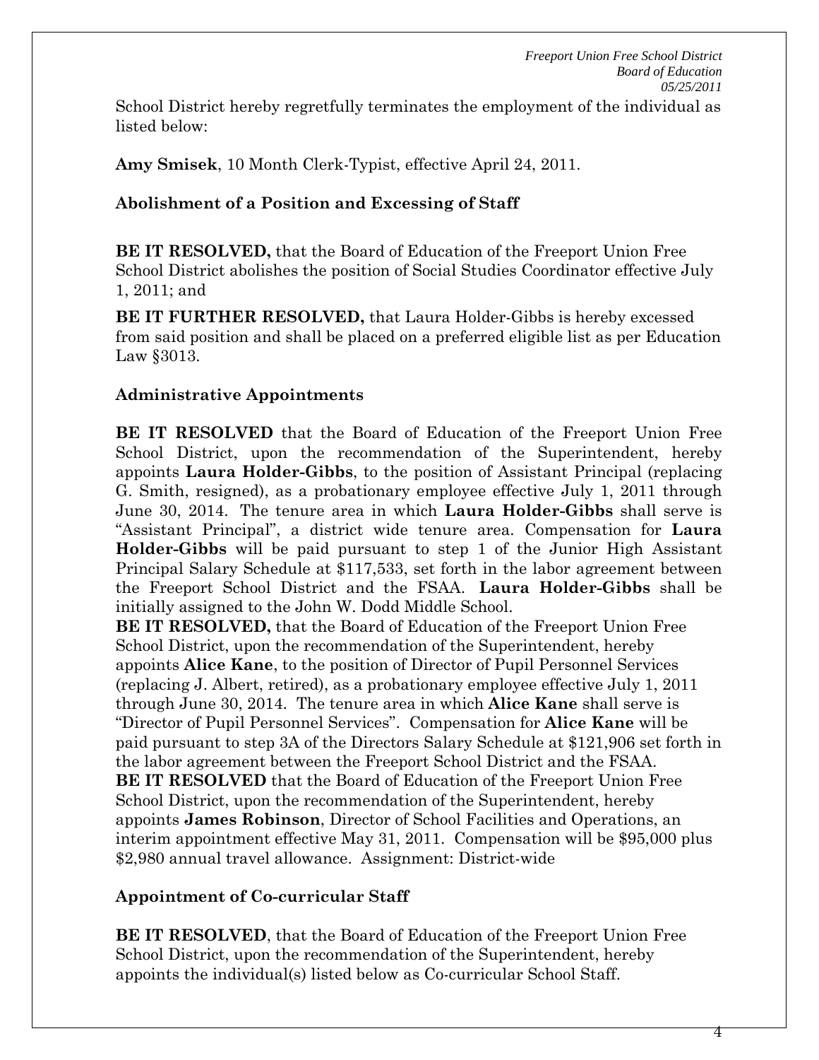School District hereby regretfully terminates the employment of the individual as listed below:

**Amy Smisek**, 10 Month Clerk-Typist, effective April 24, 2011.

### Abolishment of a Position and Excessing of Staff

**BE IT RESOLVED,** that the Board of Education of the Freeport Union Free School District abolishes the position of Social Studies Coordinator effective July 1, 2011; and

**BE IT FURTHER RESOLVED,** that Laura Holder-Gibbs is hereby excessed from said position and shall be placed on a preferred eligible list as per Education Law §3013.

### Administrative Appointments

**BE IT RESOLVED** that the Board of Education of the Freeport Union Free School District, upon the recommendation of the Superintendent, hereby appoints **Laura Holder-Gibbs**, to the position of Assistant Principal (replacing G. Smith, resigned), as a probationary employee effective July 1, 2011 through June 30, 2014. The tenure area in which **Laura Holder-Gibbs** shall serve is "Assistant Principal", a district wide tenure area. Compensation for **Laura Holder-Gibbs** will be paid pursuant to step 1 of the Junior High Assistant Principal Salary Schedule at $117,533, set forth in the labor agreement between the Freeport School District and the FSAA. **Laura Holder-Gibbs** shall be initially assigned to the John W. Dodd Middle School.

**BE IT RESOLVED,** that the Board of Education of the Freeport Union Free School District, upon the recommendation of the Superintendent, hereby appoints **Alice Kane**, to the position of Director of Pupil Personnel Services (replacing J. Albert, retired), as a probationary employee effective July 1, 2011 through June 30, 2014. The tenure area in which **Alice Kane** shall serve is "Director of Pupil Personnel Services". Compensation for **Alice Kane** will be paid pursuant to step 3A of the Directors Salary Schedule at $121,906 set forth in the labor agreement between the Freeport School District and the FSAA.

**BE IT RESOLVED** that the Board of Education of the Freeport Union Free School District, upon the recommendation of the Superintendent, hereby appoints **James Robinson**, Director of School Facilities and Operations, an interim appointment effective May 31, 2011. Compensation will be $95,000 plus $2,980 annual travel allowance. Assignment: District-wide

### Appointment of Co-curricular Staff

**BE IT RESOLVED**, that the Board of Education of the Freeport Union Free School District, upon the recommendation of the Superintendent, hereby appoints the individual(s) listed below as Co-curricular School Staff.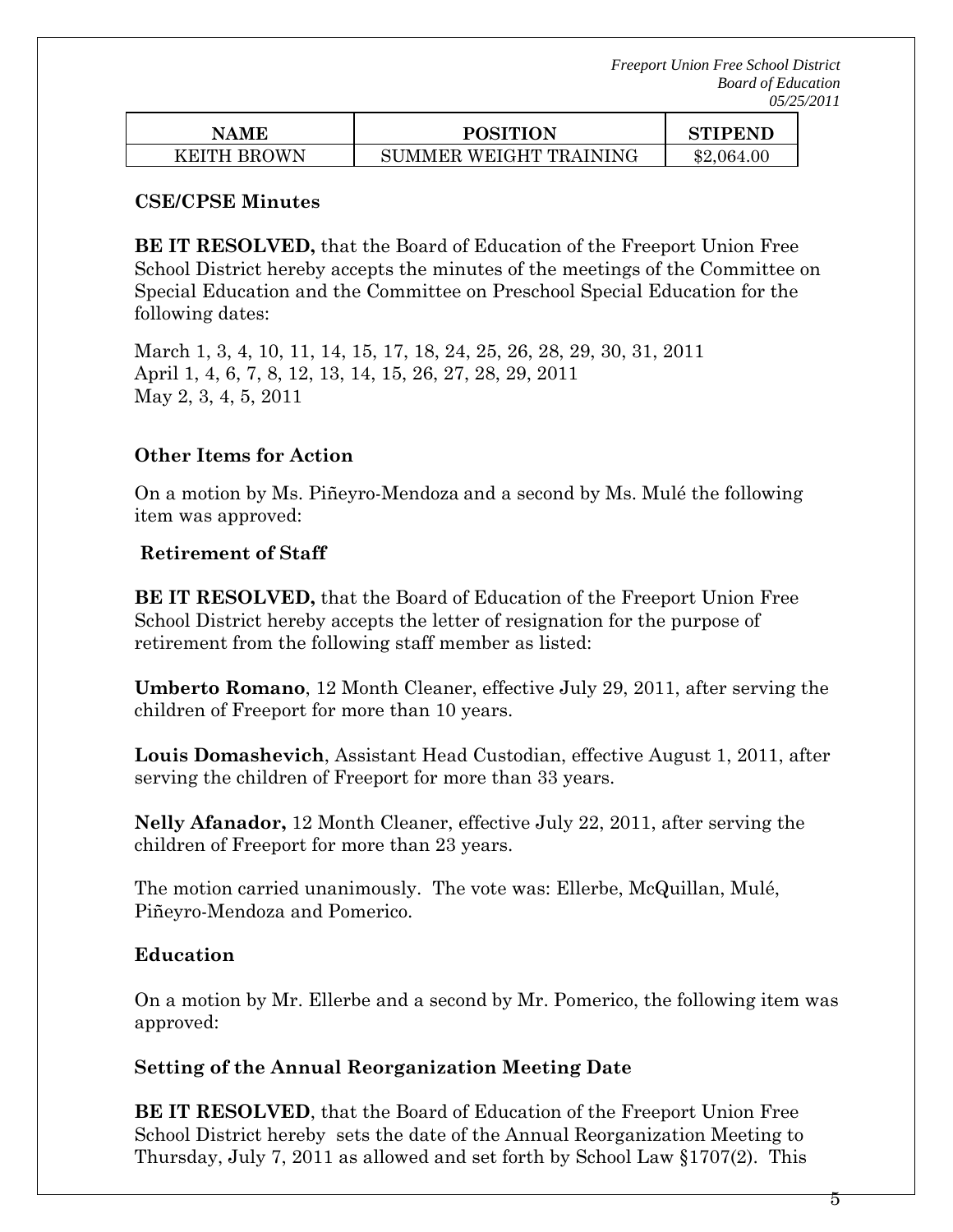| NAME | POSITION | STIPEND |
| --- | --- | --- |
| KEITH BROWN | SUMMER WEIGHT TRAINING | $2,064.00 |

**CSE/CPSE Minutes**

**BE IT RESOLVED,** that the Board of Education of the Freeport Union Free School District hereby accepts the minutes of the meetings of the Committee on Special Education and the Committee on Preschool Special Education for the following dates:

March 1, 3, 4, 10, 11, 14, 15, 17, 18, 24, 25, 26, 28, 29, 30, 31, 2011
April 1, 4, 6, 7, 8, 12, 13, 14, 15, 26, 27, 28, 29, 2011
May 2, 3, 4, 5, 2011

**Other Items for Action**

On a motion by Ms. Piñeyro-Mendoza and a second by Ms. Mulé the following item was approved:

**Retirement of Staff**

**BE IT RESOLVED,** that the Board of Education of the Freeport Union Free School District hereby accepts the letter of resignation for the purpose of retirement from the following staff member as listed:

**Umberto Romano**, 12 Month Cleaner, effective July 29, 2011, after serving the children of Freeport for more than 10 years.

**Louis Domashevich**, Assistant Head Custodian, effective August 1, 2011, after serving the children of Freeport for more than 33 years.

**Nelly Afanador,** 12 Month Cleaner, effective July 22, 2011, after serving the children of Freeport for more than 23 years.

The motion carried unanimously. The vote was: Ellerbe, McQuillan, Mulé, Piñeyro-Mendoza and Pomerico.

**Education**

On a motion by Mr. Ellerbe and a second by Mr. Pomerico, the following item was approved:

**Setting of the Annual Reorganization Meeting Date**

**BE IT RESOLVED**, that the Board of Education of the Freeport Union Free School District hereby sets the date of the Annual Reorganization Meeting to Thursday, July 7, 2011 as allowed and set forth by School Law §1707(2). This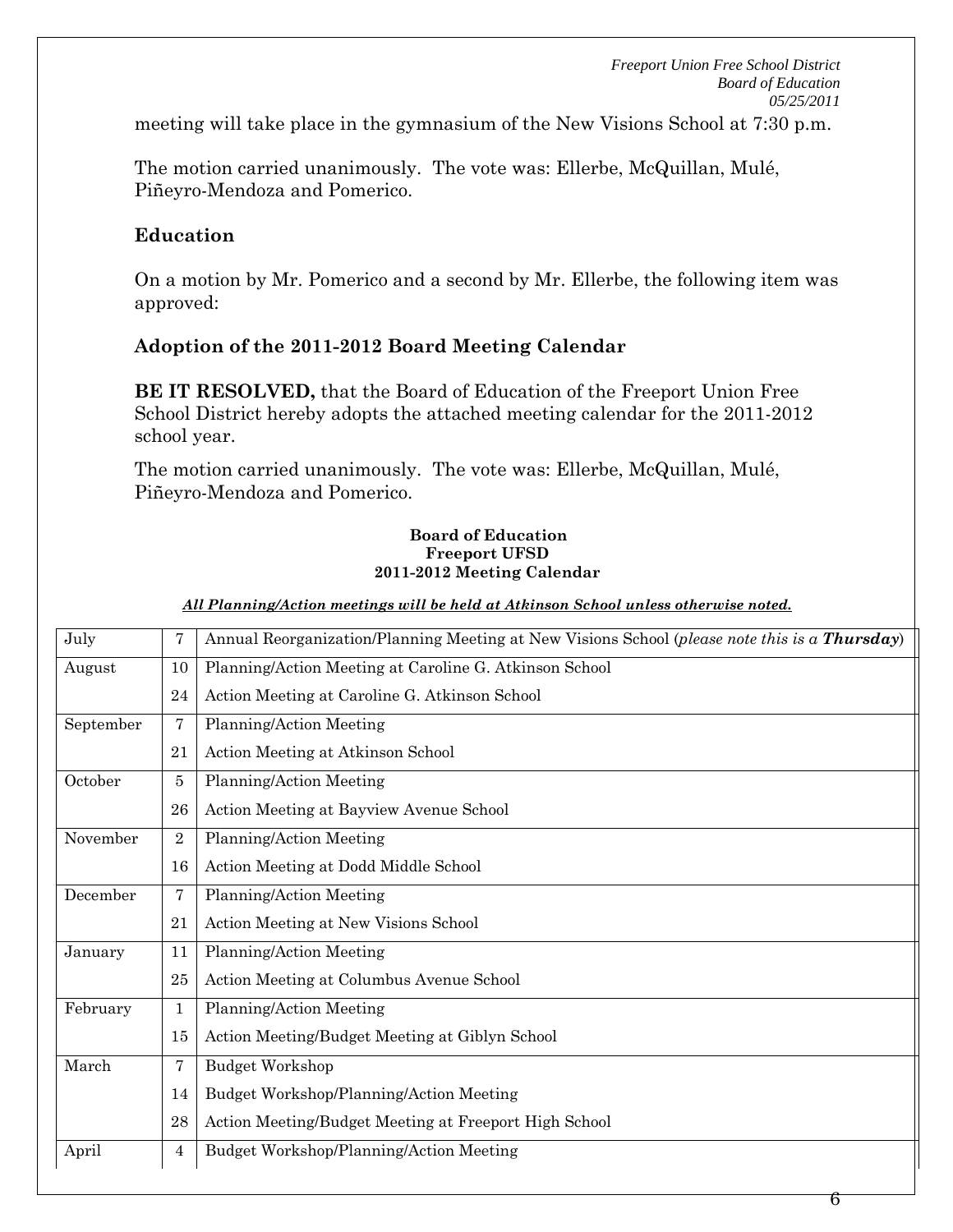meeting will take place in the gymnasium of the New Visions School at 7:30 p.m.

The motion carried unanimously. The vote was: Ellerbe, McQuillan, Mulé, Piñeyro-Mendoza and Pomerico.

### Education

On a motion by Mr. Pomerico and a second by Mr. Ellerbe, the following item was approved:

### Adoption of the 2011-2012 Board Meeting Calendar

**BE IT RESOLVED,** that the Board of Education of the Freeport Union Free School District hereby adopts the attached meeting calendar for the 2011-2012 school year.

The motion carried unanimously. The vote was: Ellerbe, McQuillan, Mulé, Piñeyro-Mendoza and Pomerico.

**Board of Education**
**Freeport UFSD**
**2011-2012 Meeting Calendar**

***All Planning/Action meetings will be held at Atkinson School unless otherwise noted.***

| Month | Day | Meeting |
|---|---|---|
| July | 7 | Annual Reorganization/Planning Meeting at New Visions School (*please note this is a* ***Thursday***) |
| August | 10 | Planning/Action Meeting at Caroline G. Atkinson School |
| | 24 | Action Meeting at Caroline G. Atkinson School |
| September | 7 | Planning/Action Meeting |
| | 21 | Action Meeting at Atkinson School |
| October | 5 | Planning/Action Meeting |
| | 26 | Action Meeting at Bayview Avenue School |
| November | 2 | Planning/Action Meeting |
| | 16 | Action Meeting at Dodd Middle School |
| December | 7 | Planning/Action Meeting |
| | 21 | Action Meeting at New Visions School |
| January | 11 | Planning/Action Meeting |
| | 25 | Action Meeting at Columbus Avenue School |
| February | 1 | Planning/Action Meeting |
| | 15 | Action Meeting/Budget Meeting at Giblyn School |
| March | 7 | Budget Workshop |
| | 14 | Budget Workshop/Planning/Action Meeting |
| | 28 | Action Meeting/Budget Meeting at Freeport High School |
| April | 4 | Budget Workshop/Planning/Action Meeting |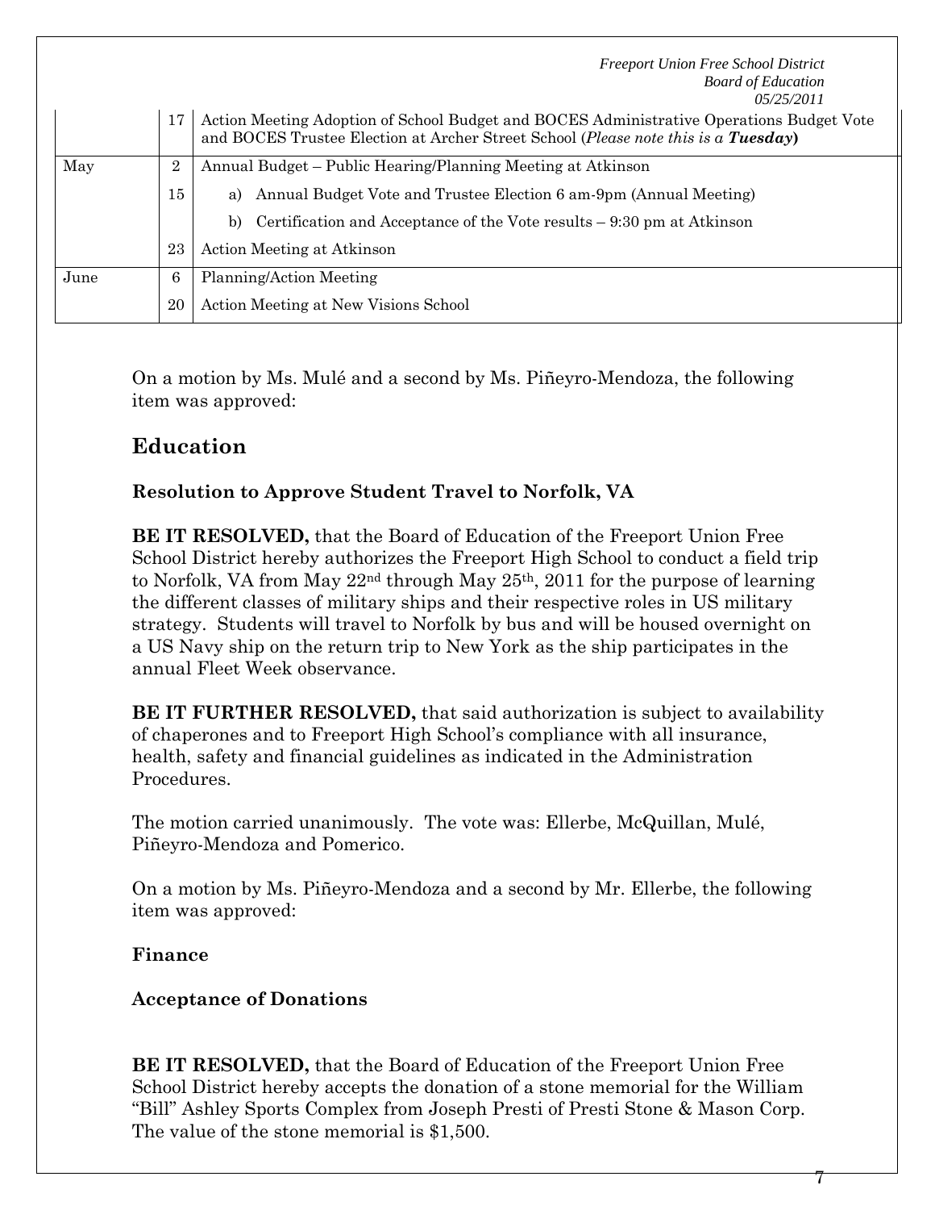| | | |
|---|---|---|
| | 17 | Action Meeting Adoption of School Budget and BOCES Administrative Operations Budget Vote and BOCES Trustee Election at Archer Street School (*Please note this is a* ***Tuesday***) |
| May | 2 | Annual Budget – Public Hearing/Planning Meeting at Atkinson |
| | 15 | a) Annual Budget Vote and Trustee Election 6 am-9pm (Annual Meeting) |
| | | b) Certification and Acceptance of the Vote results – 9:30 pm at Atkinson |
| | 23 | Action Meeting at Atkinson |
| June | 6 | Planning/Action Meeting |
| | 20 | Action Meeting at New Visions School |

On a motion by Ms. Mulé and a second by Ms. Piñeyro-Mendoza, the following item was approved:

## Education

### Resolution to Approve Student Travel to Norfolk, VA

**BE IT RESOLVED,** that the Board of Education of the Freeport Union Free School District hereby authorizes the Freeport High School to conduct a field trip to Norfolk, VA from May 22nd through May 25th, 2011 for the purpose of learning the different classes of military ships and their respective roles in US military strategy. Students will travel to Norfolk by bus and will be housed overnight on a US Navy ship on the return trip to New York as the ship participates in the annual Fleet Week observance.

**BE IT FURTHER RESOLVED,** that said authorization is subject to availability of chaperones and to Freeport High School's compliance with all insurance, health, safety and financial guidelines as indicated in the Administration Procedures.

The motion carried unanimously. The vote was: Ellerbe, McQuillan, Mulé, Piñeyro-Mendoza and Pomerico.

On a motion by Ms. Piñeyro-Mendoza and a second by Mr. Ellerbe, the following item was approved:

### Finance

### Acceptance of Donations

**BE IT RESOLVED,** that the Board of Education of the Freeport Union Free School District hereby accepts the donation of a stone memorial for the William "Bill" Ashley Sports Complex from Joseph Presti of Presti Stone & Mason Corp. The value of the stone memorial is $1,500.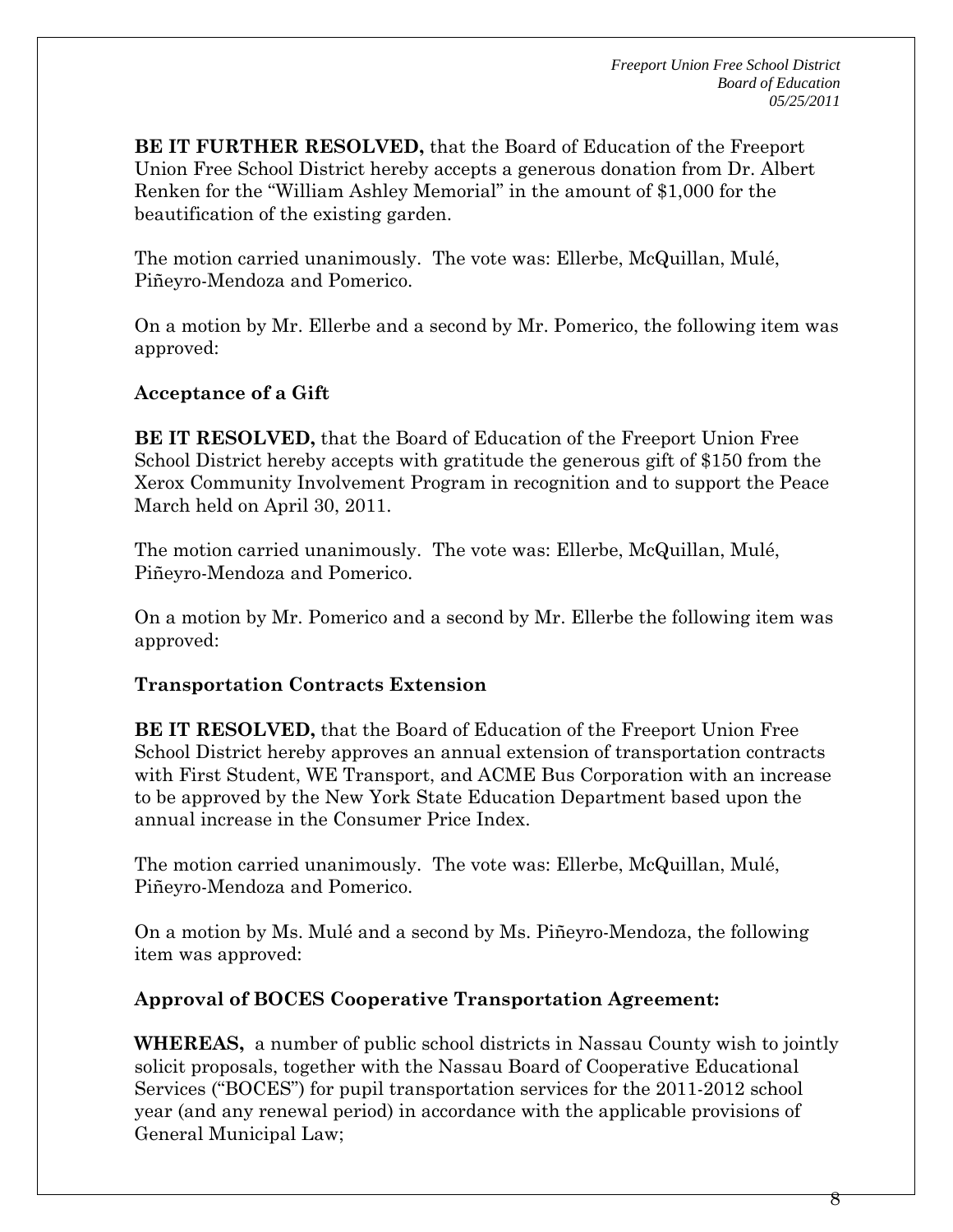**BE IT FURTHER RESOLVED,** that the Board of Education of the Freeport Union Free School District hereby accepts a generous donation from Dr. Albert Renken for the "William Ashley Memorial" in the amount of $1,000 for the beautification of the existing garden.

The motion carried unanimously. The vote was: Ellerbe, McQuillan, Mulé, Piñeyro-Mendoza and Pomerico.

On a motion by Mr. Ellerbe and a second by Mr. Pomerico, the following item was approved:

**Acceptance of a Gift**

**BE IT RESOLVED,** that the Board of Education of the Freeport Union Free School District hereby accepts with gratitude the generous gift of $150 from the Xerox Community Involvement Program in recognition and to support the Peace March held on April 30, 2011.

The motion carried unanimously. The vote was: Ellerbe, McQuillan, Mulé, Piñeyro-Mendoza and Pomerico.

On a motion by Mr. Pomerico and a second by Mr. Ellerbe the following item was approved:

**Transportation Contracts Extension**

**BE IT RESOLVED,** that the Board of Education of the Freeport Union Free School District hereby approves an annual extension of transportation contracts with First Student, WE Transport, and ACME Bus Corporation with an increase to be approved by the New York State Education Department based upon the annual increase in the Consumer Price Index.

The motion carried unanimously. The vote was: Ellerbe, McQuillan, Mulé, Piñeyro-Mendoza and Pomerico.

On a motion by Ms. Mulé and a second by Ms. Piñeyro-Mendoza, the following item was approved:

**Approval of BOCES Cooperative Transportation Agreement:**

**WHEREAS,** a number of public school districts in Nassau County wish to jointly solicit proposals, together with the Nassau Board of Cooperative Educational Services ("BOCES") for pupil transportation services for the 2011-2012 school year (and any renewal period) in accordance with the applicable provisions of General Municipal Law;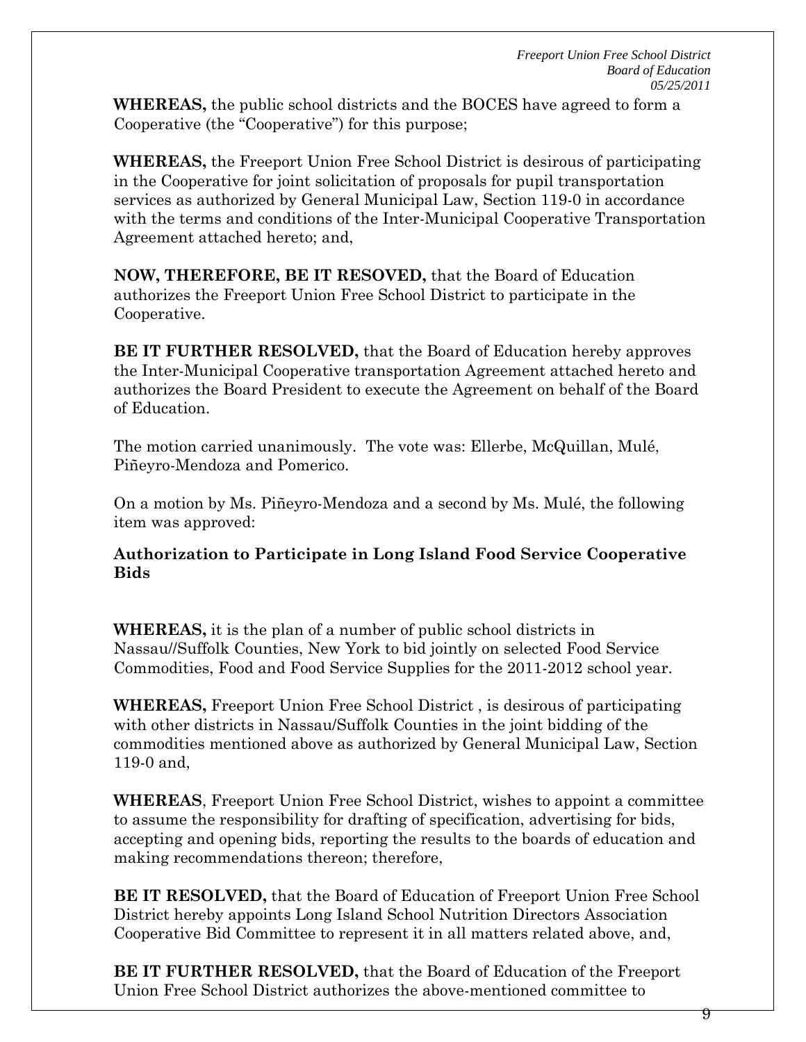**WHEREAS,** the public school districts and the BOCES have agreed to form a Cooperative (the "Cooperative") for this purpose;

**WHEREAS,** the Freeport Union Free School District is desirous of participating in the Cooperative for joint solicitation of proposals for pupil transportation services as authorized by General Municipal Law, Section 119-0 in accordance with the terms and conditions of the Inter-Municipal Cooperative Transportation Agreement attached hereto; and,

**NOW, THEREFORE, BE IT RESOVED,** that the Board of Education authorizes the Freeport Union Free School District to participate in the Cooperative.

**BE IT FURTHER RESOLVED,** that the Board of Education hereby approves the Inter-Municipal Cooperative transportation Agreement attached hereto and authorizes the Board President to execute the Agreement on behalf of the Board of Education.

The motion carried unanimously. The vote was: Ellerbe, McQuillan, Mulé, Piñeyro-Mendoza and Pomerico.

On a motion by Ms. Piñeyro-Mendoza and a second by Ms. Mulé, the following item was approved:

**Authorization to Participate in Long Island Food Service Cooperative Bids**

**WHEREAS,** it is the plan of a number of public school districts in Nassau//Suffolk Counties, New York to bid jointly on selected Food Service Commodities, Food and Food Service Supplies for the 2011-2012 school year.

**WHEREAS,** Freeport Union Free School District , is desirous of participating with other districts in Nassau/Suffolk Counties in the joint bidding of the commodities mentioned above as authorized by General Municipal Law, Section 119-0 and,

**WHEREAS**, Freeport Union Free School District, wishes to appoint a committee to assume the responsibility for drafting of specification, advertising for bids, accepting and opening bids, reporting the results to the boards of education and making recommendations thereon; therefore,

**BE IT RESOLVED,** that the Board of Education of Freeport Union Free School District hereby appoints Long Island School Nutrition Directors Association Cooperative Bid Committee to represent it in all matters related above, and,

**BE IT FURTHER RESOLVED,** that the Board of Education of the Freeport Union Free School District authorizes the above-mentioned committee to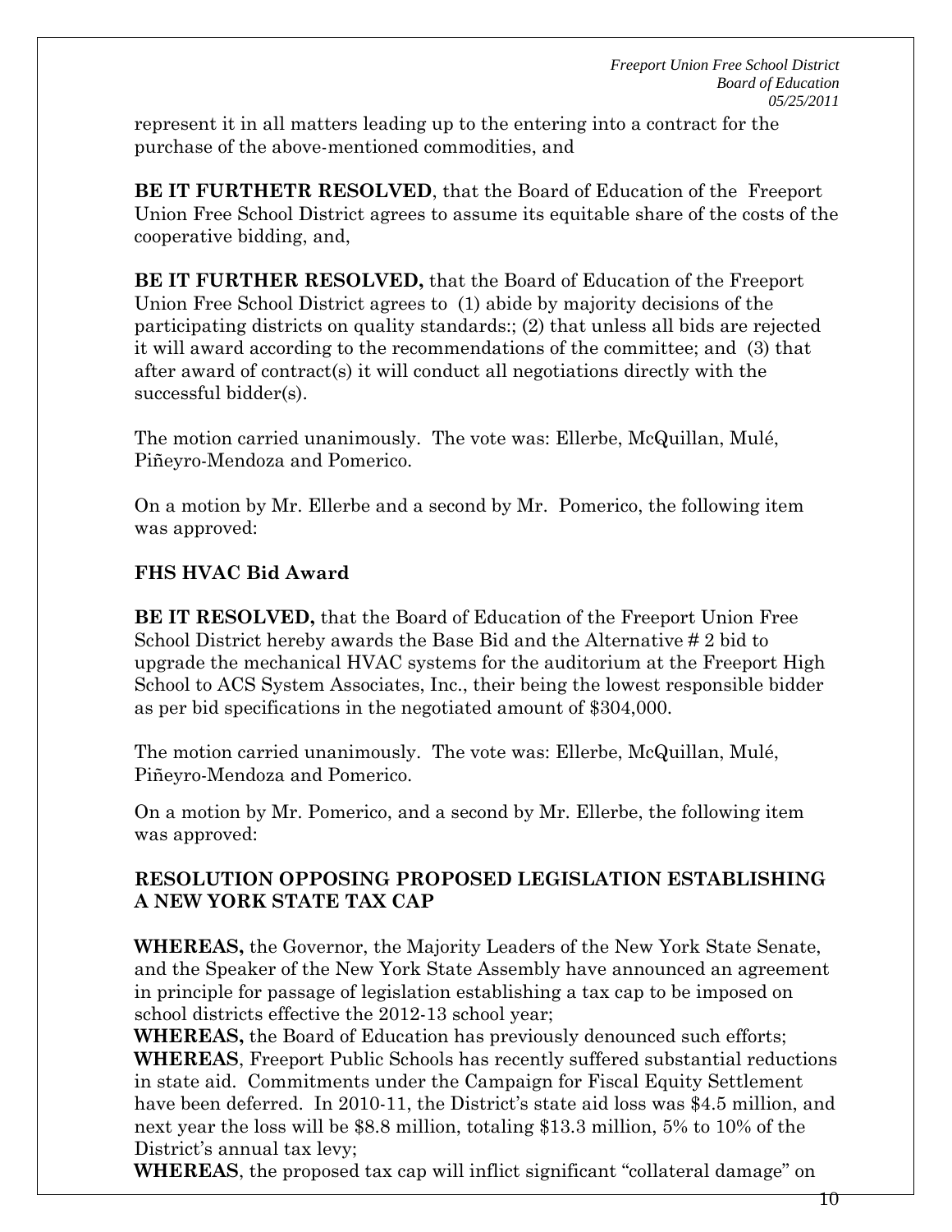represent it in all matters leading up to the entering into a contract for the purchase of the above-mentioned commodities, and

**BE IT FURTHETR RESOLVED**, that the Board of Education of the Freeport Union Free School District agrees to assume its equitable share of the costs of the cooperative bidding, and,

**BE IT FURTHER RESOLVED,** that the Board of Education of the Freeport Union Free School District agrees to (1) abide by majority decisions of the participating districts on quality standards:; (2) that unless all bids are rejected it will award according to the recommendations of the committee; and (3) that after award of contract(s) it will conduct all negotiations directly with the successful bidder(s).

The motion carried unanimously. The vote was: Ellerbe, McQuillan, Mulé, Piñeyro-Mendoza and Pomerico.

On a motion by Mr. Ellerbe and a second by Mr. Pomerico, the following item was approved:

**FHS HVAC Bid Award**

**BE IT RESOLVED,** that the Board of Education of the Freeport Union Free School District hereby awards the Base Bid and the Alternative # 2 bid to upgrade the mechanical HVAC systems for the auditorium at the Freeport High School to ACS System Associates, Inc., their being the lowest responsible bidder as per bid specifications in the negotiated amount of $304,000.

The motion carried unanimously. The vote was: Ellerbe, McQuillan, Mulé, Piñeyro-Mendoza and Pomerico.

On a motion by Mr. Pomerico, and a second by Mr. Ellerbe, the following item was approved:

**RESOLUTION OPPOSING PROPOSED LEGISLATION ESTABLISHING A NEW YORK STATE TAX CAP**

**WHEREAS,** the Governor, the Majority Leaders of the New York State Senate, and the Speaker of the New York State Assembly have announced an agreement in principle for passage of legislation establishing a tax cap to be imposed on school districts effective the 2012-13 school year;
**WHEREAS,** the Board of Education has previously denounced such efforts;
**WHEREAS**, Freeport Public Schools has recently suffered substantial reductions in state aid. Commitments under the Campaign for Fiscal Equity Settlement have been deferred. In 2010-11, the District's state aid loss was $4.5 million, and next year the loss will be $8.8 million, totaling $13.3 million, 5% to 10% of the District's annual tax levy;
**WHEREAS**, the proposed tax cap will inflict significant "collateral damage" on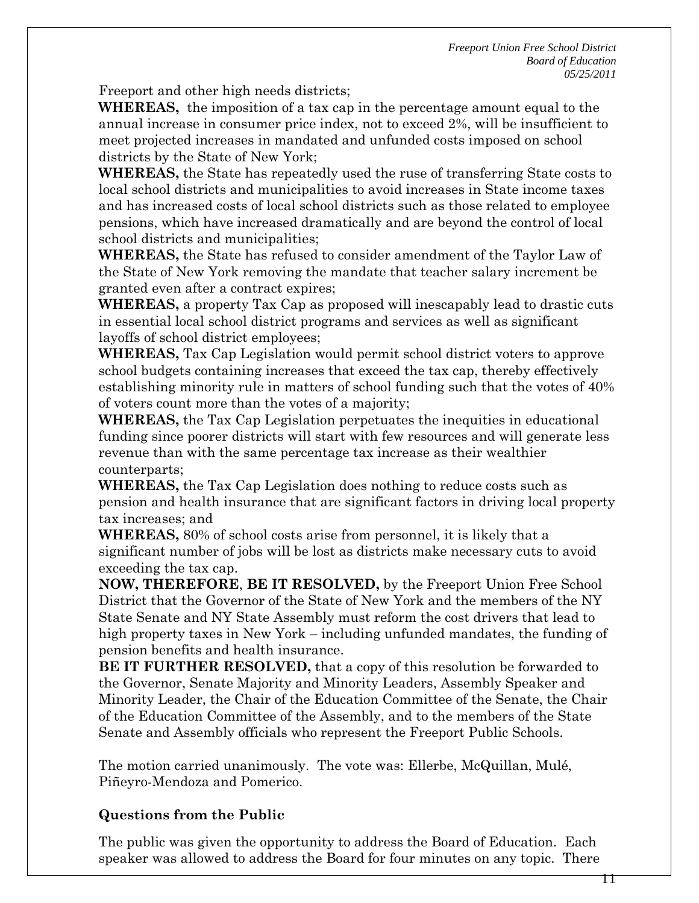Freeport and other high needs districts;

**WHEREAS,** the imposition of a tax cap in the percentage amount equal to the annual increase in consumer price index, not to exceed 2%, will be insufficient to meet projected increases in mandated and unfunded costs imposed on school districts by the State of New York;

**WHEREAS,** the State has repeatedly used the ruse of transferring State costs to local school districts and municipalities to avoid increases in State income taxes and has increased costs of local school districts such as those related to employee pensions, which have increased dramatically and are beyond the control of local school districts and municipalities;

**WHEREAS,** the State has refused to consider amendment of the Taylor Law of the State of New York removing the mandate that teacher salary increment be granted even after a contract expires;

**WHEREAS,** a property Tax Cap as proposed will inescapably lead to drastic cuts in essential local school district programs and services as well as significant layoffs of school district employees;

**WHEREAS,** Tax Cap Legislation would permit school district voters to approve school budgets containing increases that exceed the tax cap, thereby effectively establishing minority rule in matters of school funding such that the votes of 40% of voters count more than the votes of a majority;

**WHEREAS,** the Tax Cap Legislation perpetuates the inequities in educational funding since poorer districts will start with few resources and will generate less revenue than with the same percentage tax increase as their wealthier counterparts;

**WHEREAS,** the Tax Cap Legislation does nothing to reduce costs such as pension and health insurance that are significant factors in driving local property tax increases; and

**WHEREAS,** 80% of school costs arise from personnel, it is likely that a significant number of jobs will be lost as districts make necessary cuts to avoid exceeding the tax cap.

**NOW, THEREFORE**, **BE IT RESOLVED,** by the Freeport Union Free School District that the Governor of the State of New York and the members of the NY State Senate and NY State Assembly must reform the cost drivers that lead to high property taxes in New York – including unfunded mandates, the funding of pension benefits and health insurance.

**BE IT FURTHER RESOLVED,** that a copy of this resolution be forwarded to the Governor, Senate Majority and Minority Leaders, Assembly Speaker and Minority Leader, the Chair of the Education Committee of the Senate, the Chair of the Education Committee of the Assembly, and to the members of the State Senate and Assembly officials who represent the Freeport Public Schools.

The motion carried unanimously. The vote was: Ellerbe, McQuillan, Mulé, Piñeyro-Mendoza and Pomerico.

## Questions from the Public

The public was given the opportunity to address the Board of Education. Each speaker was allowed to address the Board for four minutes on any topic. There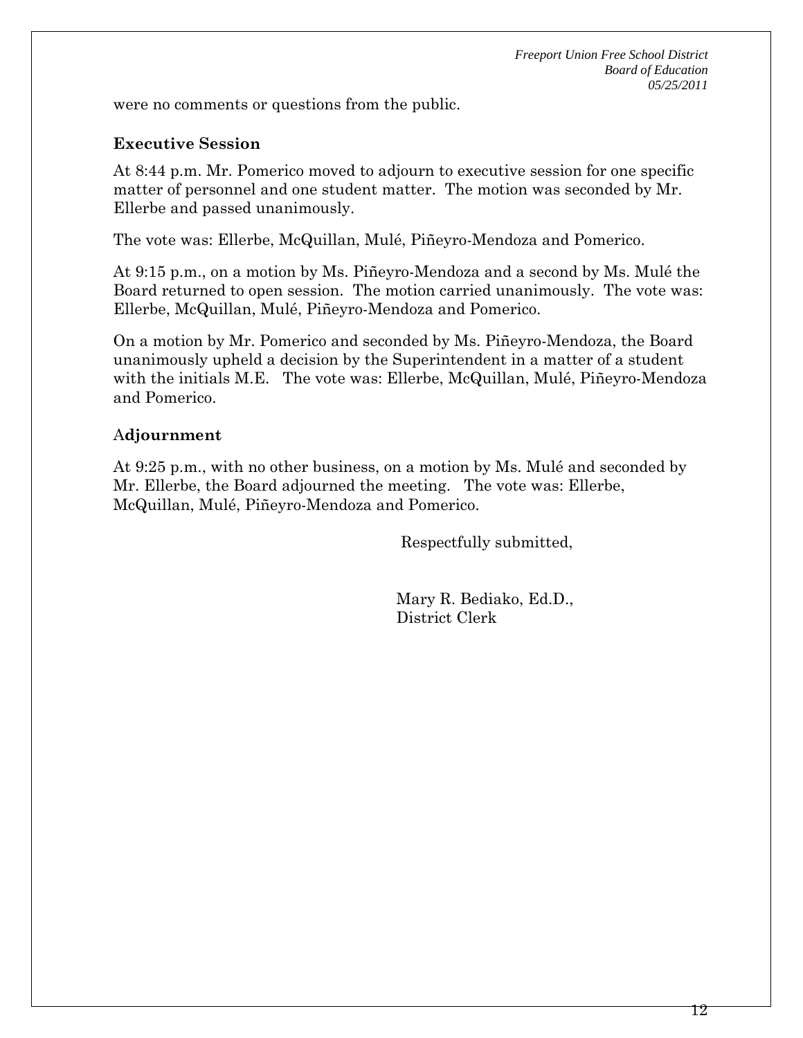were no comments or questions from the public.

**Executive Session**

At 8:44 p.m. Mr. Pomerico moved to adjourn to executive session for one specific matter of personnel and one student matter. The motion was seconded by Mr. Ellerbe and passed unanimously.

The vote was: Ellerbe, McQuillan, Mulé, Piñeyro-Mendoza and Pomerico.

At 9:15 p.m., on a motion by Ms. Piñeyro-Mendoza and a second by Ms. Mulé the Board returned to open session. The motion carried unanimously. The vote was: Ellerbe, McQuillan, Mulé, Piñeyro-Mendoza and Pomerico.

On a motion by Mr. Pomerico and seconded by Ms. Piñeyro-Mendoza, the Board unanimously upheld a decision by the Superintendent in a matter of a student with the initials M.E. The vote was: Ellerbe, McQuillan, Mulé, Piñeyro-Mendoza and Pomerico.

**Adjournment**

At 9:25 p.m., with no other business, on a motion by Ms. Mulé and seconded by Mr. Ellerbe, the Board adjourned the meeting. The vote was: Ellerbe, McQuillan, Mulé, Piñeyro-Mendoza and Pomerico.

Respectfully submitted,

Mary R. Bediako, Ed.D.,
District Clerk